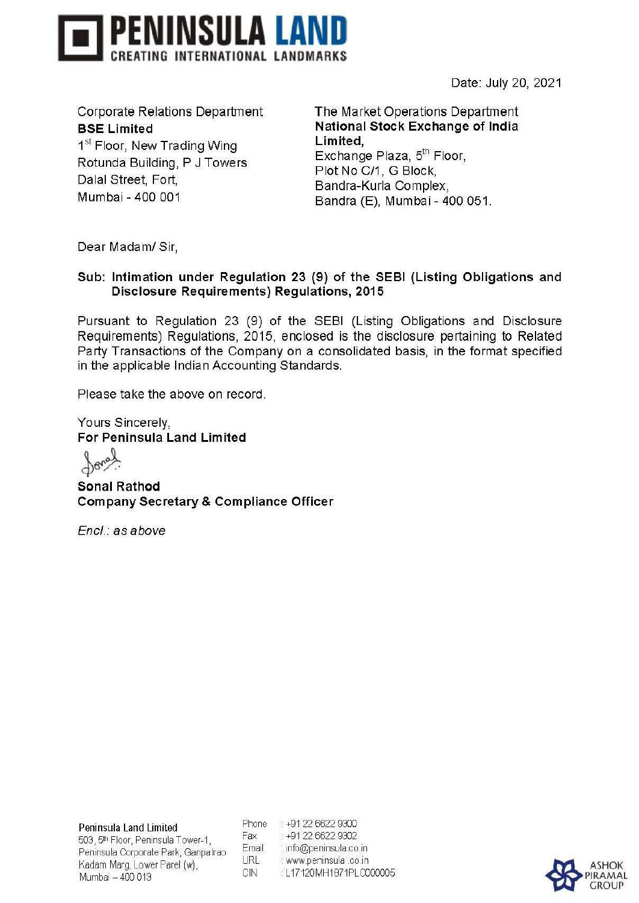# PENINSULA LAND

CREATING INTERNATIONAL LANDMARKS

Date: July 20, 2021

Corporate Relations Department
**BSE Limited**
1st Floor, New Trading Wing
Rotunda Building, P J Towers
Dalal Street, Fort,
Mumbai - 400 001

The Market Operations Department
**National Stock Exchange of India Limited,**
Exchange Plaza, 5th Floor,
Plot No C/1, G Block,
Bandra-Kurla Complex,
Bandra (E), Mumbai - 400 051.

Dear Madam/ Sir,

**Sub: Intimation under Regulation 23 (9) of the SEBI (Listing Obligations and Disclosure Requirements) Regulations, 2015**

Pursuant to Regulation 23 (9) of the SEBI (Listing Obligations and Disclosure Requirements) Regulations, 2015, enclosed is the disclosure pertaining to Related Party Transactions of the Company on a consolidated basis, in the format specified in the applicable Indian Accounting Standards.

Please take the above on record.

Yours Sincerely,
**For Peninsula Land Limited**

**Sonal Rathod**
**Company Secretary & Compliance Officer**

*Encl.: as above*

Peninsula Land Limited
503, 5th Floor, Peninsula Tower-1,
Peninsula Corporate Park, Ganpatrao
Kadam Marg, Lower Parel (w),
Mumbai – 400 013

Phone : +91 22 6622 9300
Fax : +91 22 6622 9302
Email : info@peninsula.co.in
URL : www.peninsula.co.in
CIN : L17120MH1871PLC000005

ASHOK PIRAMAL GROUP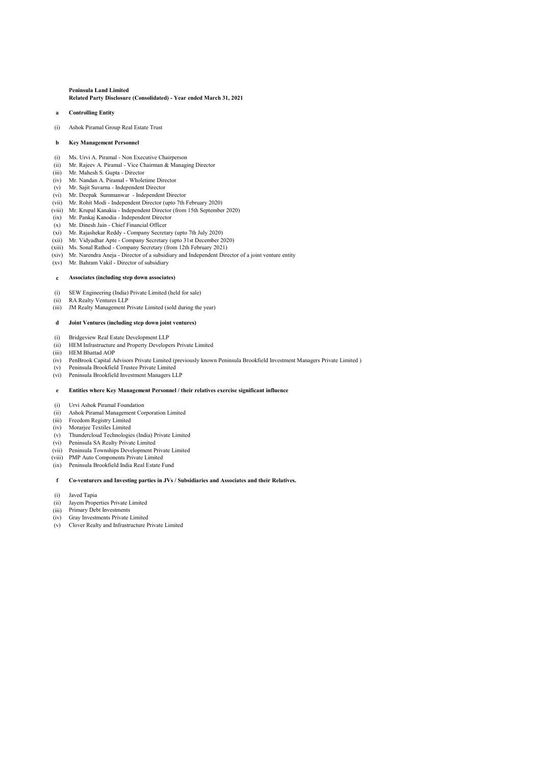**Peninsula Land Limited**
**Related Party Disclosure (Consolidated) - Year ended March 31, 2021**

**a Controlling Entity**

(i) Ashok Piramal Group Real Estate Trust

**b Key Management Personnel**

(i) Ms. Urvi A. Piramal - Non Executive Chairperson
(ii) Mr. Rajeev A. Piramal - Vice Chairman & Managing Director
(iii) Mr. Mahesh S. Gupta - Director
(iv) Mr. Nandan A. Piramal - Wholetime Director
(v) Mr. Sajit Suvarna - Independent Director
(vi) Mr. Deepak Summanwar - Independent Director
(vii) Mr. Rohit Modi - Independent Director (upto 7th February 2020)
(viii) Mr. Krupal Kanakia - Independent Director (from 15th September 2020)
(ix) Mr. Pankaj Kanodia - Independent Director
(x) Mr. Dinesh Jain - Chief Financial Officer
(xi) Mr. Rajashekar Reddy - Company Secretary (upto 7th July 2020)
(xii) Mr. Vidyadhar Apte - Company Secretary (upto 31st December 2020)
(xiii) Ms. Sonal Rathod - Company Secretary (from 12th February 2021)
(xiv) Mr. Narendra Aneja - Director of a subsidiary and Independent Director of a joint venture entity
(xv) Mr. Bahram Vakil - Director of subsidiary

**c Associates (including step down associates)**

(i) SEW Engineering (India) Private Limited (held for sale)
(ii) RA Realty Ventures LLP
(iii) JM Realty Management Private Limited (sold during the year)

**d Joint Ventures (including step down joint ventures)**

(i) Bridgeview Real Estate Development LLP
(ii) HEM Infrastructure and Property Developers Private Limited
(iii) HEM Bhattad AOP
(iv) PenBrook Capital Advisors Private Limited (previously known Peninsula Brookfield Investment Managers Private Limited )
(v) Peninsula Brookfield Trustee Private Limited
(vi) Peninsula Brookfield Investment Managers LLP

**e Entities where Key Management Personnel / their relatives exercise significant influence**

(i) Urvi Ashok Piramal Foundation
(ii) Ashok Piramal Management Corporation Limited
(iii) Freedom Registry Limited
(iv) Morarjee Textiles Limited
(v) Thundercloud Technologies (India) Private Limited
(vi) Peninsula SA Realty Private Limited
(vii) Peninsula Townships Development Private Limited
(viii) PMP Auto Components Private Limited
(ix) Peninsula Brookfield India Real Estate Fund

**f Co-venturers and Investing parties in JVs / Subsidiaries and Associates and their Relatives.**

(i) Javed Tapia
(ii) Jayem Properties Private Limited
(iii) Primary Debt Investments
(iv) Gray Investments Private Limited
(v) Clover Realty and Infrastructure Private Limited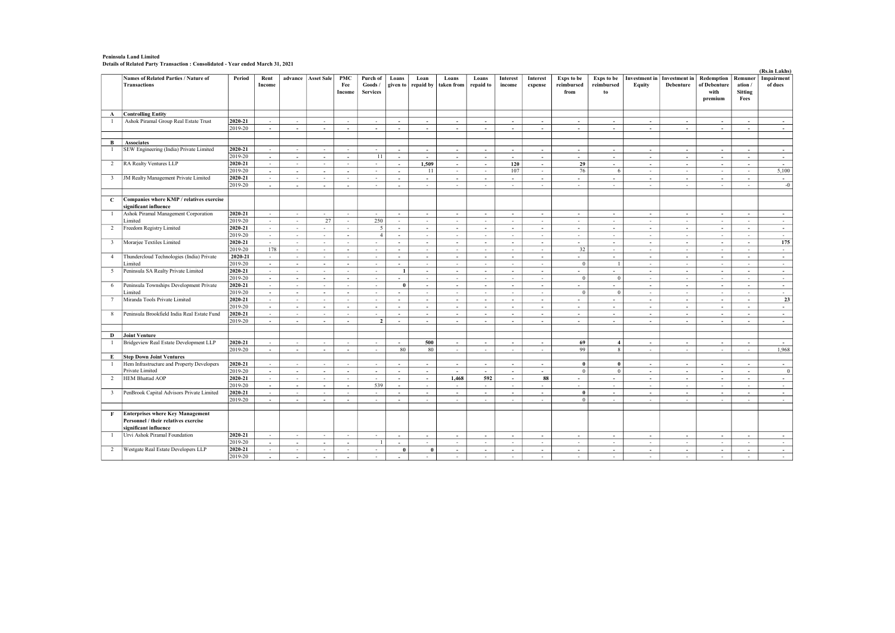**Peninsula Land Limited**
**Details of Related Party Transaction : Consolidated - Year ended March 31, 2021**

(Rs.in Lakhs)

| | Names of Related Parties / Nature of Transactions | Period | Rent Income | advance | Asset Sale | PMC Fee Income | Purch of Goods / Services | Loans given to | Loan repaid by | Loans taken from | Loans repaid to | Interest income | Interest expense | Exps to be reimbursed from | Exps to be reimbursed to | Investment in Equity | Investment in Debenture | Redemption of Debenture with premium | Remuneration / Sitting Fees | Impairment of dues |
|---|---|---|---|---|---|---|---|---|---|---|---|---|---|---|---|---|---|---|---|---|
| **A** | **Controlling Entity** | | | | | | | | | | | | | | | | | | | |
| 1 | Ashok Piramal Group Real Estate Trust | **2020-21** | - | - | - | - | - | - | - | - | - | - | - | - | - | - | - | - | - | - |
| | | 2019-20 | - | - | - | - | - | - | - | - | - | - | - | - | - | - | - | - | - | - |
| **B** | **Associates** | | | | | | | | | | | | | | | | | | | |
| 1 | SEW Engineering (India) Private Limited | **2020-21** | - | - | - | - | - | - | - | - | - | - | - | - | - | - | - | - | - | - |
| | | 2019-20 | - | - | - | - | 11 | - | - | - | - | - | - | - | - | - | - | - | - | - |
| 2 | RA Realty Ventures LLP | **2020-21** | - | - | - | - | - | - | **1,509** | - | - | **120** | - | **29** | - | - | - | - | - | - |
| | | 2019-20 | - | - | - | - | - | - | 11 | - | - | 107 | - | 76 | 6 | - | - | - | - | 5,100 |
| 3 | JM Realty Management Private Limited | **2020-21** | - | - | - | - | - | - | - | - | - | - | - | - | - | - | - | - | - | - |
| | | 2019-20 | - | - | - | - | - | - | - | - | - | - | - | - | - | - | - | - | - | -0 |
| **C** | **Companies where KMP / relatives exercise significant influence** | | | | | | | | | | | | | | | | | | | |
| 1 | Ashok Piramal Management Corporation Limited | **2020-21** | - | - | - | - | - | - | - | - | - | - | - | - | - | - | - | - | - | - |
| | | 2019-20 | - | - | 27 | - | 250 | - | - | - | - | - | - | - | - | - | - | - | - | - |
| 2 | Freedom Registry Limited | **2020-21** | - | - | - | - | 5 | - | - | - | - | - | - | - | - | - | - | - | - | - |
| | | 2019-20 | - | - | - | - | 4 | - | - | - | - | - | - | - | - | - | - | - | - | - |
| 3 | Morarjee Textiles Limited | **2020-21** | - | - | - | - | - | - | - | - | - | - | - | - | - | - | - | - | - | **175** |
| | | 2019-20 | 178 | - | - | - | - | - | - | - | - | - | - | 32 | - | - | - | - | - | - |
| 4 | Thundercloud Technologies (India) Private Limited | **2020-21** | - | - | - | - | - | - | - | - | - | - | - | - | - | - | - | - | - | - |
| | | 2019-20 | - | - | - | - | - | - | - | - | - | - | - | 0 | 1 | - | - | - | - | - |
| 5 | Peninsula SA Realty Private Limited | **2020-21** | - | - | - | - | - | **1** | - | - | - | - | - | - | - | - | - | - | - | - |
| | | 2019-20 | - | - | - | - | - | - | - | - | - | - | - | 0 | 0 | - | - | - | - | - |
| 6 | Peninsula Townships Development Private Limited | **2020-21** | - | - | - | - | - | **0** | - | - | - | - | - | - | - | - | - | - | - | - |
| | | 2019-20 | - | - | - | - | - | - | - | - | - | - | - | 0 | 0 | - | - | - | - | - |
| 7 | Miranda Tools Private Limited | **2020-21** | - | - | - | - | - | - | - | - | - | - | - | - | - | - | - | - | - | **23** |
| | | 2019-20 | - | - | - | - | - | - | - | - | - | - | - | - | - | - | - | - | - | - |
| 8 | Peninsula Brookfield India Real Estate Fund | **2020-21** | - | - | - | - | - | - | - | - | - | - | - | - | - | - | - | - | - | - |
| | | 2019-20 | - | - | - | - | **2** | - | - | - | - | - | - | - | - | - | - | - | - | - |
| **D** | **Joint Venture** | | | | | | | | | | | | | | | | | | | |
| 1 | Bridgeview Real Estate Development LLP | **2020-21** | - | - | - | - | - | - | **500** | - | - | - | - | **69** | **4** | - | - | - | - | - |
| | | 2019-20 | - | - | - | - | - | 80 | 80 | - | - | - | - | 99 | 8 | - | - | - | - | 1,968 |
| **E** | **Step Down Joint Ventures** | | | | | | | | | | | | | | | | | | | |
| 1 | Hem Infrastructure and Property Developers Private Limited | **2020-21** | - | - | - | - | - | - | - | - | - | - | - | **0** | **0** | - | - | - | - | - |
| | | 2019-20 | - | - | - | - | - | - | - | - | - | - | - | 0 | 0 | - | - | - | - | 0 |
| 2 | HEM Bhattad AOP | **2020-21** | - | - | - | - | - | - | - | **1,468** | **592** | - | **88** | - | - | - | - | - | - | - |
| | | 2019-20 | - | - | - | - | 539 | - | - | - | - | - | - | - | - | - | - | - | - | - |
| 3 | PenBrook Capital Advisors Private Limited | **2020-21** | - | - | - | - | - | - | - | - | - | - | - | **0** | - | - | - | - | - | - |
| | | 2019-20 | - | - | - | - | - | - | - | - | - | - | - | 0 | - | - | - | - | - | - |
| **F** | **Enterprises where Key Management Personnel / their relatives exercise significant influence** | | | | | | | | | | | | | | | | | | | |
| 1 | Urvi Ashok Piramal Foundation | **2020-21** | - | - | - | - | - | - | - | - | - | - | - | - | - | - | - | - | - | - |
| | | 2019-20 | - | - | - | - | 1 | - | - | - | - | - | - | - | - | - | - | - | - | - |
| 2 | Westgate Real Estate Developers LLP | **2020-21** | - | - | - | - | - | **0** | **0** | - | - | - | - | - | - | - | - | - | - | - |
| | | 2019-20 | - | - | - | - | - | - | - | - | - | - | - | - | - | - | - | - | - | - |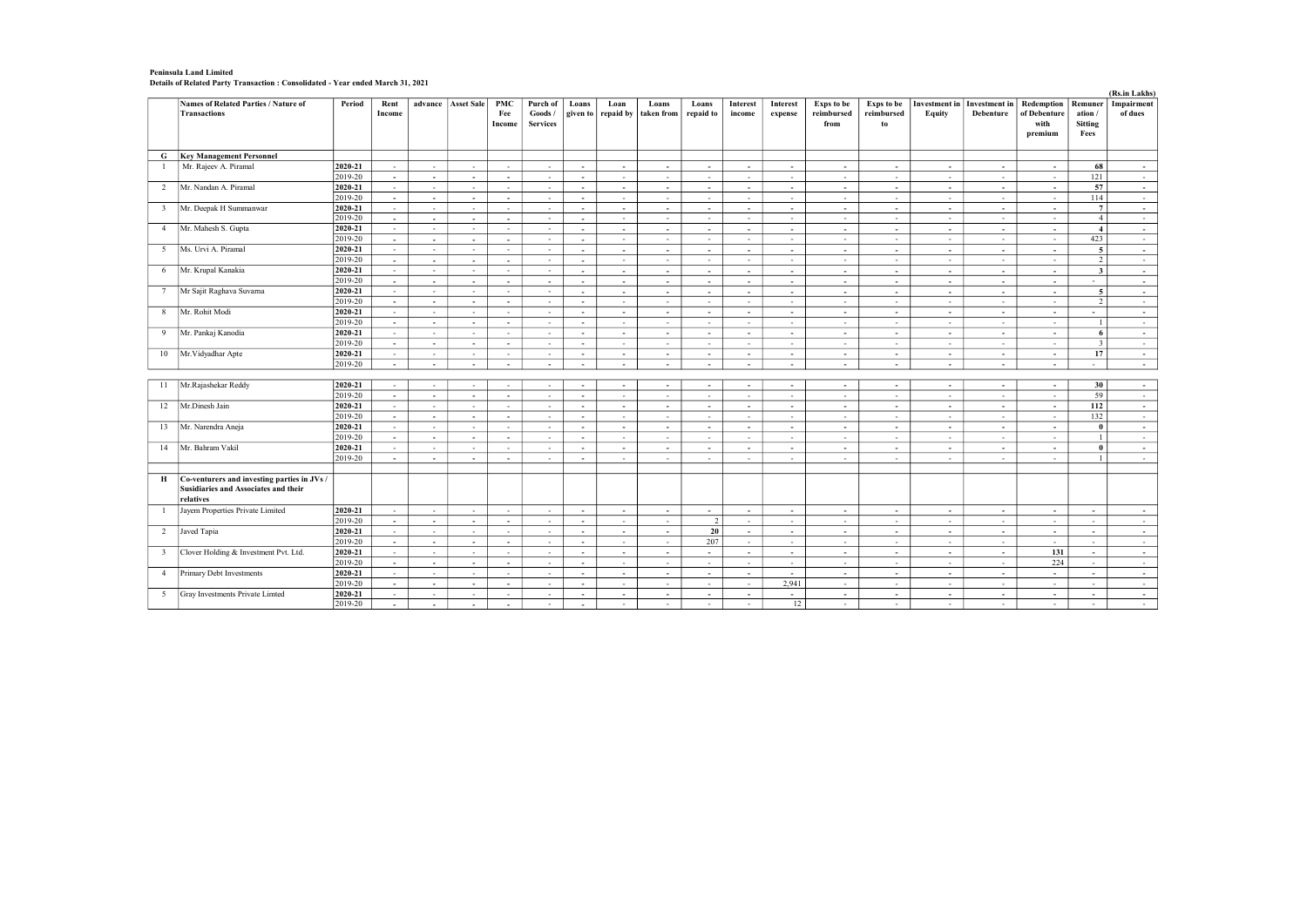**Peninsula Land Limited**
**Details of Related Party Transaction : Consolidated - Year ended March 31, 2021**

(Rs.in Lakhs)

| | Names of Related Parties / Nature of Transactions | Period | Rent Income | advance | Asset Sale | PMC Fee Income | Purch of Goods / Services | Loans given to | Loan repaid by | Loans taken from | Loans repaid to | Interest income | Interest expense | Exps to be reimbursed from | Exps to be reimbursed to | Investment in Equity | Investment in Debenture | Redemption of Debenture with premium | Remuneration / Sitting Fees | Impairment of dues |
|---|---|---|---|---|---|---|---|---|---|---|---|---|---|---|---|---|---|---|---|---|
| **G** | **Key Management Personnel** | | | | | | | | | | | | | | | | | | | |
| 1 | Mr. Rajeev A. Piramal | **2020-21** | - | - | - | - | - | - | - | - | - | - | - | - | - | - | - | - | **68** | - |
| | | 2019-20 | - | - | - | - | - | - | - | - | - | - | - | - | - | - | - | - | 121 | - |
| 2 | Mr. Nandan A. Piramal | **2020-21** | - | - | - | - | - | - | - | - | - | - | - | - | - | - | - | - | **57** | - |
| | | 2019-20 | - | - | - | - | - | - | - | - | - | - | - | - | - | - | - | - | 114 | - |
| 3 | Mr. Deepak H Summanwar | **2020-21** | - | - | - | - | - | - | - | - | - | - | - | - | - | - | - | - | **7** | - |
| | | 2019-20 | - | - | - | - | - | - | - | - | - | - | - | - | - | - | - | - | 4 | - |
| 4 | Mr. Mahesh S. Gupta | **2020-21** | - | - | - | - | - | - | - | - | - | - | - | - | - | - | - | - | **4** | - |
| | | 2019-20 | - | - | - | - | - | - | - | - | - | - | - | - | - | - | - | - | 423 | - |
| 5 | Ms. Urvi A. Piramal | **2020-21** | - | - | - | - | - | - | - | - | - | - | - | - | - | - | - | - | **5** | - |
| | | 2019-20 | - | - | - | - | - | - | - | - | - | - | - | - | - | - | - | - | 2 | - |
| 6 | Mr. Krupal Kanakia | **2020-21** | - | - | - | - | - | - | - | - | - | - | - | - | - | - | - | - | **3** | - |
| | | 2019-20 | - | - | - | - | - | - | - | - | - | - | - | - | - | - | - | - | - | - |
| 7 | Mr Sajit Raghava Suvarna | **2020-21** | - | - | - | - | - | - | - | - | - | - | - | - | - | - | - | - | **5** | - |
| | | 2019-20 | - | - | - | - | - | - | - | - | - | - | - | - | - | - | - | - | 2 | - |
| 8 | Mr. Rohit Modi | **2020-21** | - | - | - | - | - | - | - | - | - | - | - | - | - | - | - | - | - | - |
| | | 2019-20 | - | - | - | - | - | - | - | - | - | - | - | - | - | - | - | - | 1 | - |
| 9 | Mr. Pankaj Kanodia | **2020-21** | - | - | - | - | - | - | - | - | - | - | - | - | - | - | - | - | **6** | - |
| | | 2019-20 | - | - | - | - | - | - | - | - | - | - | - | - | - | - | - | - | 3 | - |
| 10 | Mr.Vidyadhar Apte | **2020-21** | - | - | - | - | - | - | - | - | - | - | - | - | - | - | - | - | **17** | - |
| | | 2019-20 | - | - | - | - | - | - | - | - | - | - | - | - | - | - | - | - | - | - |
| 11 | Mr.Rajashekar Reddy | **2020-21** | - | - | - | - | - | - | - | - | - | - | - | - | - | - | - | - | **30** | - |
| | | 2019-20 | - | - | - | - | - | - | - | - | - | - | - | - | - | - | - | - | 59 | - |
| 12 | Mr.Dinesh Jain | **2020-21** | - | - | - | - | - | - | - | - | - | - | - | - | - | - | - | - | **112** | - |
| | | 2019-20 | - | - | - | - | - | - | - | - | - | - | - | - | - | - | - | - | 132 | - |
| 13 | Mr. Narendra Aneja | **2020-21** | - | - | - | - | - | - | - | - | - | - | - | - | - | - | - | - | **0** | - |
| | | 2019-20 | - | - | - | - | - | - | - | - | - | - | - | - | - | - | - | - | 1 | - |
| 14 | Mr. Bahram Vakil | **2020-21** | - | - | - | - | - | - | - | - | - | - | - | - | - | - | - | - | **0** | - |
| | | 2019-20 | - | - | - | - | - | - | - | - | - | - | - | - | - | - | - | - | 1 | - |
| **H** | **Co-venturers and investing parties in JVs / Susidiaries and Associates and their relatives** | | | | | | | | | | | | | | | | | | | |
| 1 | Jayem Properties Private Limited | **2020-21** | - | - | - | - | - | - | - | - | - | - | - | - | - | - | - | - | - | - |
| | | 2019-20 | - | - | - | - | - | - | - | - | 2 | - | - | - | - | - | - | - | - | - |
| 2 | Javed Tapia | **2020-21** | - | - | - | - | - | - | - | - | **20** | - | - | - | - | - | - | - | - | - |
| | | 2019-20 | - | - | - | - | - | - | - | - | 207 | - | - | - | - | - | - | - | - | - |
| 3 | Clover Holding & Investment Pvt. Ltd. | **2020-21** | - | - | - | - | - | - | - | - | - | - | - | - | - | - | - | **131** | - | - |
| | | 2019-20 | - | - | - | - | - | - | - | - | - | - | - | - | - | - | - | 224 | - | - |
| 4 | Primary Debt Investments | **2020-21** | - | - | - | - | - | - | - | - | - | - | - | - | - | - | - | - | - | - |
| | | 2019-20 | - | - | - | - | - | - | - | - | - | - | 2,941 | - | - | - | - | - | - | - |
| 5 | Gray Investments Private Limted | **2020-21** | - | - | - | - | - | - | - | - | - | - | - | - | - | - | - | - | - | - |
| | | 2019-20 | - | - | - | - | - | - | - | - | - | - | 12 | - | - | - | - | - | - | - |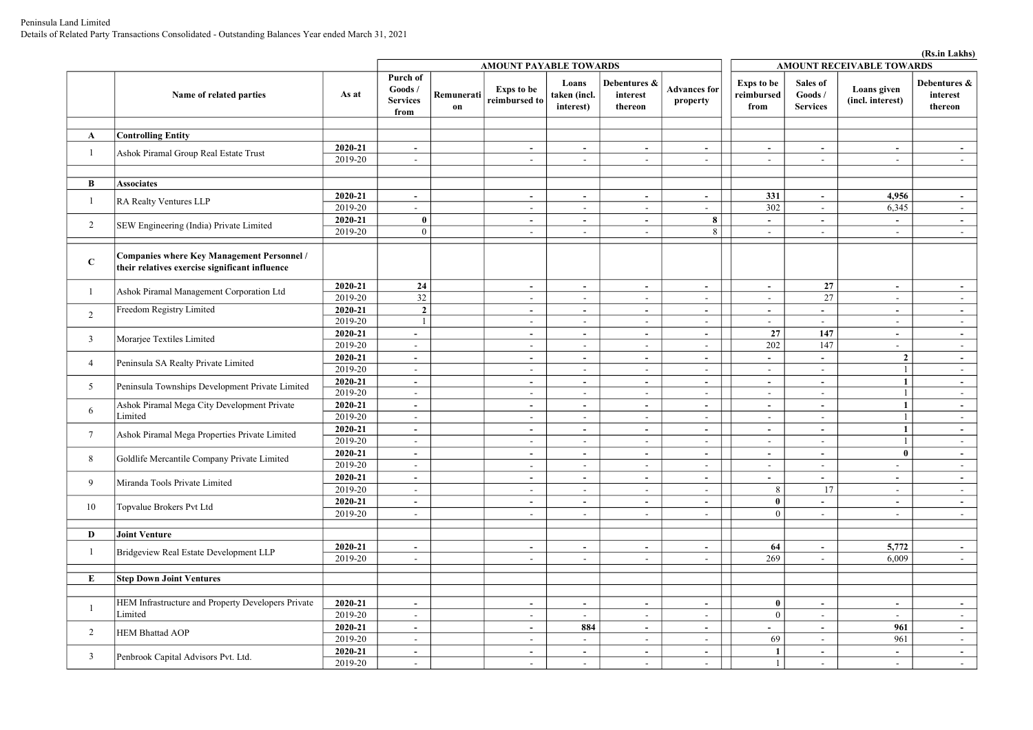Peninsula Land Limited
Details of Related Party Transactions Consolidated - Outstanding Balances Year ended March 31, 2021

(Rs.in Lakhs)

| | Name of related parties | As at | AMOUNT PAYABLE TOWARDS | | | | | | AMOUNT RECEIVABLE TOWARDS | | | |
|---|---|---|---|---|---|---|---|---|---|---|---|---|
| | | | Purch of Goods / Services from | Remuneration | Exps to be reimbursed to | Loans taken (incl. interest) | Debentures & interest thereon | Advances for property | Exps to be reimbursed from | Sales of Goods / Services | Loans given (incl. interest) | Debentures & interest thereon |
| **A** | **Controlling Entity** | | | | | | | | | | | |
| 1 | Ashok Piramal Group Real Estate Trust | **2020-21** | **-** | | **-** | **-** | **-** | **-** | **-** | **-** | **-** | **-** |
| | | 2019-20 | - | | - | - | - | - | - | - | - | - |
| **B** | **Associates** | | | | | | | | | | | |
| 1 | RA Realty Ventures LLP | **2020-21** | **-** | | **-** | **-** | **-** | **-** | **331** | **-** | **4,956** | **-** |
| | | 2019-20 | - | | - | - | - | - | 302 | - | 6,345 | - |
| 2 | SEW Engineering (India) Private Limited | **2020-21** | **0** | | **-** | **-** | **-** | **8** | **-** | **-** | **-** | **-** |
| | | 2019-20 | 0 | | - | - | - | 8 | - | - | - | - |
| **C** | **Companies where Key Management Personnel / their relatives exercise significant influence** | | | | | | | | | | | |
| 1 | Ashok Piramal Management Corporation Ltd | **2020-21** | **24** | | **-** | **-** | **-** | **-** | **-** | **27** | **-** | **-** |
| | | 2019-20 | 32 | | - | - | - | - | - | 27 | - | - |
| 2 | Freedom Registry Limited | **2020-21** | **2** | | **-** | **-** | **-** | **-** | **-** | **-** | **-** | **-** |
| | | 2019-20 | 1 | | - | - | - | - | - | - | - | - |
| 3 | Morarjee Textiles Limited | **2020-21** | **-** | | **-** | **-** | **-** | **-** | **27** | **147** | **-** | **-** |
| | | 2019-20 | - | | - | - | - | - | 202 | 147 | - | - |
| 4 | Peninsula SA Realty Private Limited | **2020-21** | **-** | | **-** | **-** | **-** | **-** | **-** | **-** | **2** | **-** |
| | | 2019-20 | - | | - | - | - | - | - | - | 1 | - |
| 5 | Peninsula Townships Development Private Limited | **2020-21** | **-** | | **-** | **-** | **-** | **-** | **-** | **-** | **1** | **-** |
| | | 2019-20 | - | | - | - | - | - | - | - | 1 | - |
| 6 | Ashok Piramal Mega City Development Private Limited | **2020-21** | **-** | | **-** | **-** | **-** | **-** | **-** | **-** | **1** | **-** |
| | | 2019-20 | - | | - | - | - | - | - | - | 1 | - |
| 7 | Ashok Piramal Mega Properties Private Limited | **2020-21** | **-** | | **-** | **-** | **-** | **-** | **-** | **-** | **1** | **-** |
| | | 2019-20 | - | | - | - | - | - | - | - | 1 | - |
| 8 | Goldlife Mercantile Company Private Limited | **2020-21** | **-** | | **-** | **-** | **-** | **-** | **-** | **-** | **0** | **-** |
| | | 2019-20 | - | | - | - | - | - | - | - | - | - |
| 9 | Miranda Tools Private Limited | **2020-21** | **-** | | **-** | **-** | **-** | **-** | **-** | **-** | **-** | **-** |
| | | 2019-20 | - | | - | - | - | - | 8 | 17 | - | - |
| 10 | Topvalue Brokers Pvt Ltd | **2020-21** | **-** | | **-** | **-** | **-** | **-** | **0** | **-** | **-** | **-** |
| | | 2019-20 | - | | - | - | - | - | 0 | - | - | - |
| **D** | **Joint Venture** | | | | | | | | | | | |
| 1 | Bridgeview Real Estate Development LLP | **2020-21** | **-** | | **-** | **-** | **-** | **-** | **64** | **-** | **5,772** | **-** |
| | | 2019-20 | - | | - | - | - | - | 269 | - | 6,009 | - |
| **E** | **Step Down Joint Ventures** | | | | | | | | | | | |
| 1 | HEM Infrastructure and Property Developers Private Limited | **2020-21** | **-** | | **-** | **-** | **-** | **-** | **0** | **-** | **-** | **-** |
| | | 2019-20 | - | | - | - | - | - | 0 | - | - | - |
| 2 | HEM Bhattad AOP | **2020-21** | **-** | | **-** | **884** | **-** | **-** | **-** | **-** | **961** | **-** |
| | | 2019-20 | - | | - | - | - | - | 69 | - | 961 | - |
| 3 | Penbrook Capital Advisors Pvt. Ltd. | **2020-21** | **-** | | **-** | **-** | **-** | **-** | **1** | **-** | **-** | **-** |
| | | 2019-20 | - | | - | - | - | - | 1 | - | - | - |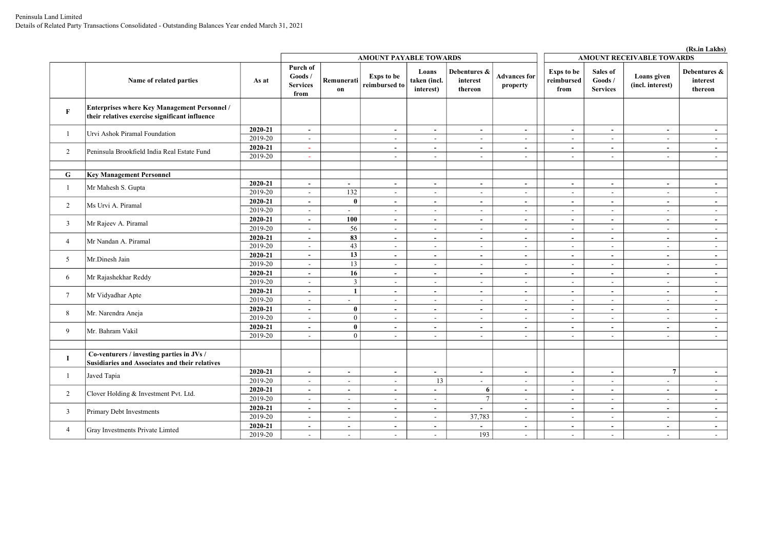Peninsula Land Limited

Details of Related Party Transactions Consolidated - Outstanding Balances Year ended March 31, 2021

(Rs.in Lakhs)

| | Name of related parties | As at | AMOUNT PAYABLE TOWARDS | | | | | | AMOUNT RECEIVABLE TOWARDS | | | |
|---|---|---|---|---|---|---|---|---|---|---|---|---|
| | | | Purch of Goods / Services from | Remuneration | Exps to be reimbursed to | Loans taken (incl. interest) | Debentures & interest thereon | Advances for property | Exps to be reimbursed from | Sales of Goods / Services | Loans given (incl. interest) | Debentures & interest thereon |
| **F** | **Enterprises where Key Management Personnel / their relatives exercise significant influence** | | | | | | | | | | | |
| 1 | Urvi Ashok Piramal Foundation | **2020-21** | **-** | | **-** | **-** | **-** | **-** | **-** | **-** | **-** | **-** |
| | | 2019-20 | - | | - | - | - | - | - | - | - | - |
| 2 | Peninsula Brookfield India Real Estate Fund | **2020-21** | **-** | | **-** | **-** | **-** | **-** | **-** | **-** | **-** | **-** |
| | | 2019-20 | - | | - | - | - | - | - | - | - | - |
| **G** | **Key Management Personnel** | | | | | | | | | | | |
| 1 | Mr Mahesh S. Gupta | **2020-21** | **-** | **-** | **-** | **-** | **-** | **-** | **-** | **-** | **-** | **-** |
| | | 2019-20 | - | 132 | - | - | - | - | - | - | - | - |
| 2 | Ms Urvi A. Piramal | **2020-21** | **-** | **0** | **-** | **-** | **-** | **-** | **-** | **-** | **-** | **-** |
| | | 2019-20 | - | - | - | - | - | - | - | - | - | - |
| 3 | Mr Rajeev A. Piramal | **2020-21** | **-** | **100** | **-** | **-** | **-** | **-** | **-** | **-** | **-** | **-** |
| | | 2019-20 | - | 56 | - | - | - | - | - | - | - | - |
| 4 | Mr Nandan A. Piramal | **2020-21** | **-** | **83** | **-** | **-** | **-** | **-** | **-** | **-** | **-** | **-** |
| | | 2019-20 | - | 43 | - | - | - | - | - | - | - | - |
| 5 | Mr.Dinesh Jain | **2020-21** | **-** | **13** | **-** | **-** | **-** | **-** | **-** | **-** | **-** | **-** |
| | | 2019-20 | - | 13 | - | - | - | - | - | - | - | - |
| 6 | Mr Rajashekhar Reddy | **2020-21** | **-** | **16** | **-** | **-** | **-** | **-** | **-** | **-** | **-** | **-** |
| | | 2019-20 | - | 3 | - | - | - | - | - | - | - | - |
| 7 | Mr Vidyadhar Apte | **2020-21** | **-** | **1** | **-** | **-** | **-** | **-** | **-** | **-** | **-** | **-** |
| | | 2019-20 | - | - | - | - | - | - | - | - | - | - |
| 8 | Mr. Narendra Aneja | **2020-21** | **-** | **0** | **-** | **-** | **-** | **-** | **-** | **-** | **-** | **-** |
| | | 2019-20 | - | 0 | - | - | - | - | - | - | - | - |
| 9 | Mr. Bahram Vakil | **2020-21** | **-** | **0** | **-** | **-** | **-** | **-** | **-** | **-** | **-** | **-** |
| | | 2019-20 | - | 0 | - | - | - | - | - | - | - | - |
| **I** | **Co-venturers / investing parties in JVs / Susidiaries and Associates and their relatives** | | | | | | | | | | | |
| 1 | Javed Tapia | **2020-21** | **-** | **-** | **-** | **-** | **-** | **-** | **-** | **-** | **7** | **-** |
| | | 2019-20 | - | - | - | 13 | - | - | - | - | - | - |
| 2 | Clover Holding & Investment Pvt. Ltd. | **2020-21** | **-** | **-** | **-** | **-** | **6** | **-** | **-** | **-** | **-** | **-** |
| | | 2019-20 | - | - | - | - | 7 | - | - | - | - | - |
| 3 | Primary Debt Investments | **2020-21** | **-** | **-** | **-** | **-** | **-** | **-** | **-** | **-** | **-** | **-** |
| | | 2019-20 | - | - | - | - | 37,783 | - | - | - | - | - |
| 4 | Gray Investments Private Limted | **2020-21** | **-** | **-** | **-** | **-** | **-** | **-** | **-** | **-** | **-** | **-** |
| | | 2019-20 | - | - | - | - | 193 | - | - | - | - | - |